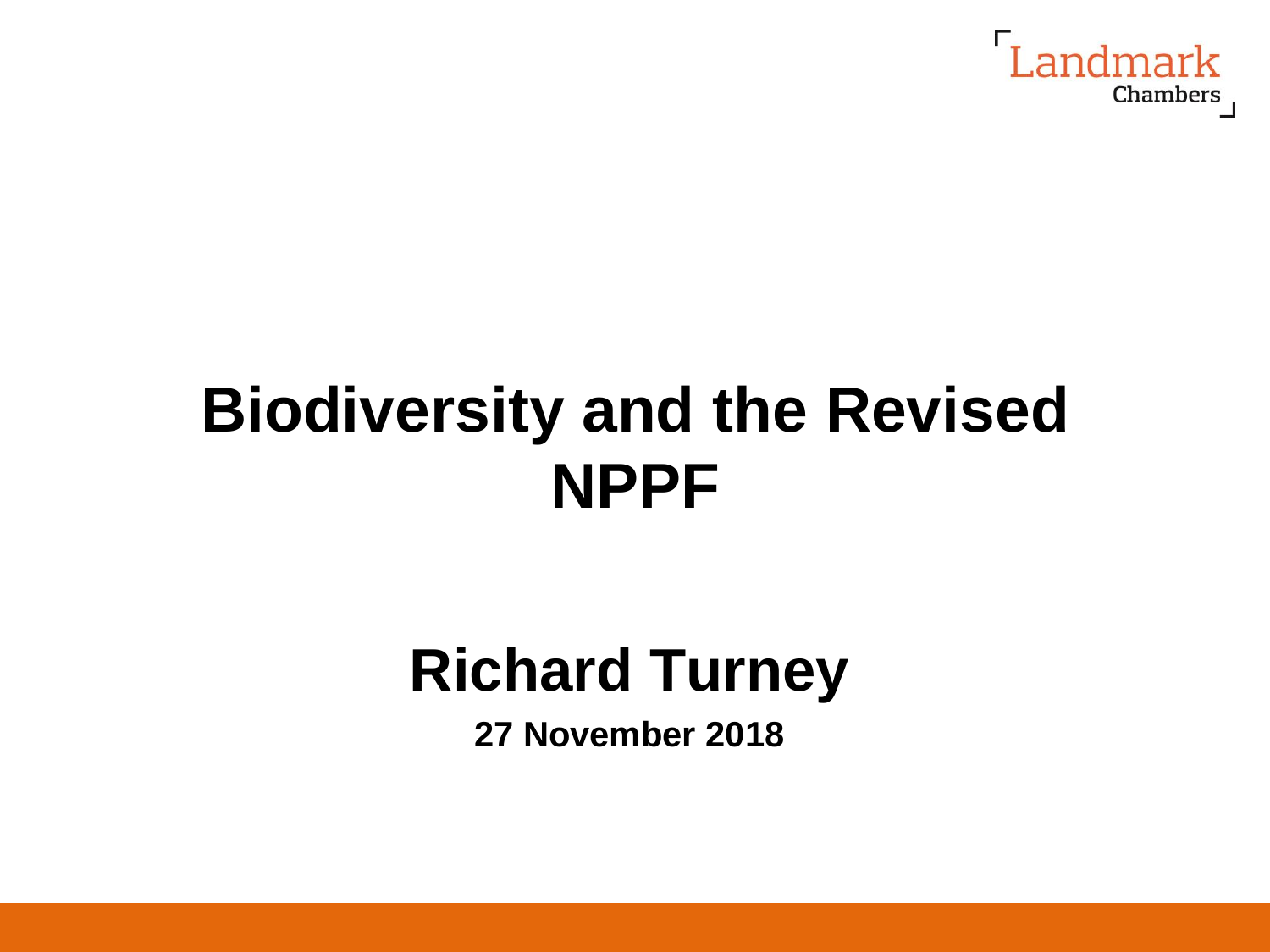Landmark Chambers

# Biodiversity and the Revised NPPF

## Richard Turney

**27 November 2018**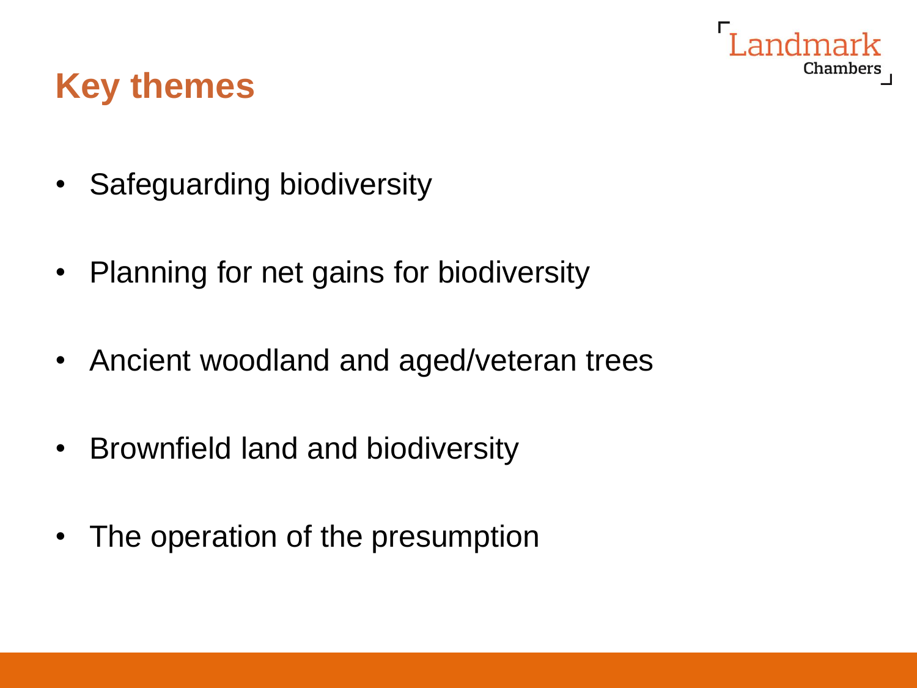## Key themes

- Safeguarding biodiversity
- Planning for net gains for biodiversity
- Ancient woodland and aged/veteran trees
- Brownfield land and biodiversity
- The operation of the presumption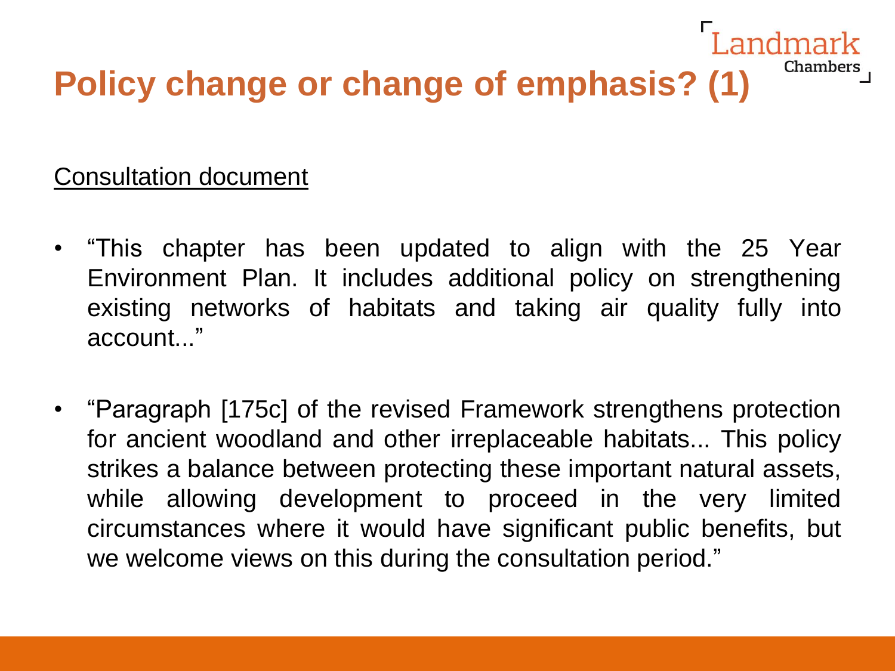# Policy change or change of emphasis? (1)

Consultation document

- "This chapter has been updated to align with the 25 Year Environment Plan. It includes additional policy on strengthening existing networks of habitats and taking air quality fully into account..."

- "Paragraph [175c] of the revised Framework strengthens protection for ancient woodland and other irreplaceable habitats... This policy strikes a balance between protecting these important natural assets, while allowing development to proceed in the very limited circumstances where it would have significant public benefits, but we welcome views on this during the consultation period."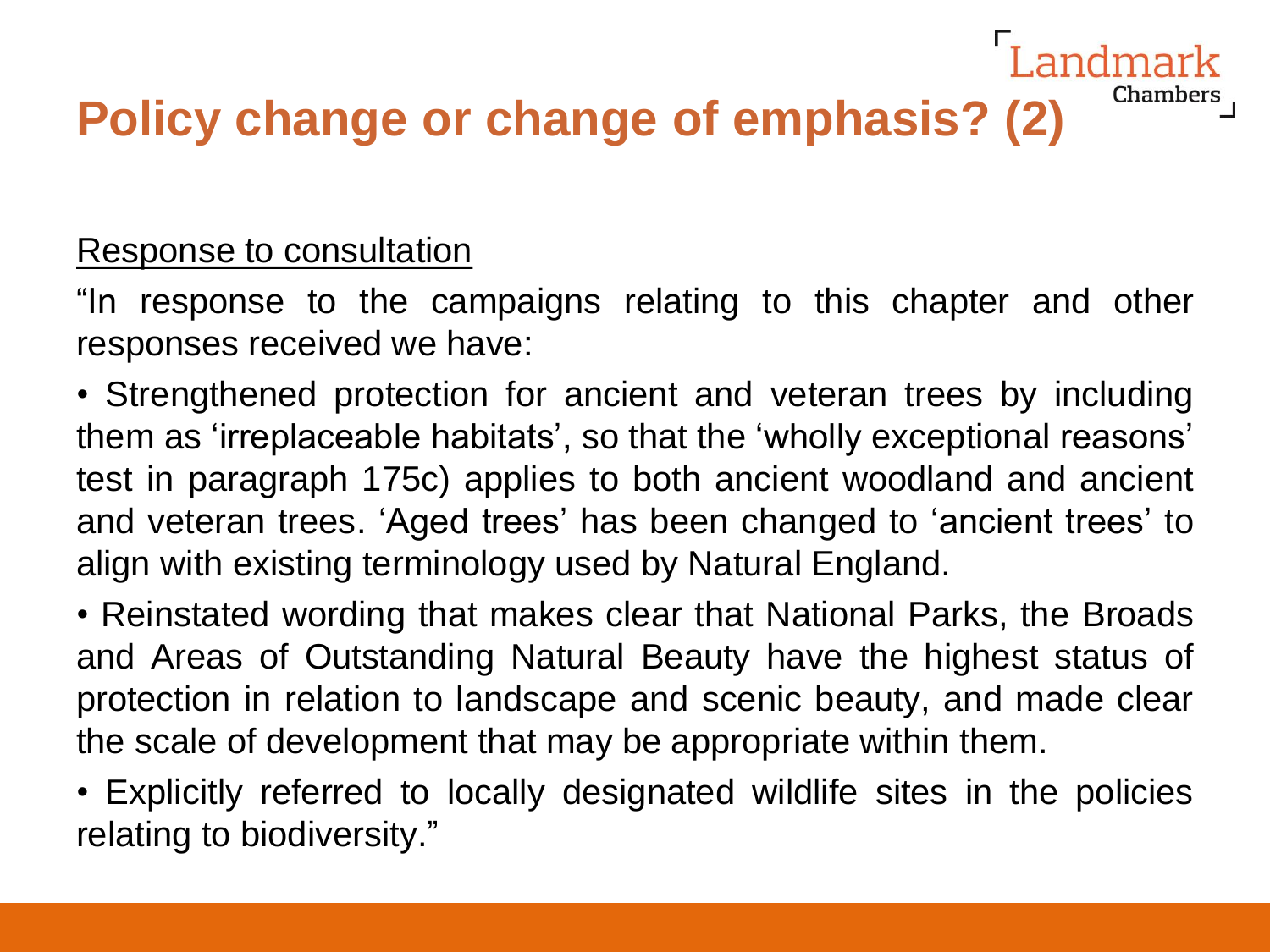# Policy change or change of emphasis? (2)

Response to consultation

"In response to the campaigns relating to this chapter and other responses received we have:

- Strengthened protection for ancient and veteran trees by including them as 'irreplaceable habitats', so that the 'wholly exceptional reasons' test in paragraph 175c) applies to both ancient woodland and ancient and veteran trees. 'Aged trees' has been changed to 'ancient trees' to align with existing terminology used by Natural England.
- Reinstated wording that makes clear that National Parks, the Broads and Areas of Outstanding Natural Beauty have the highest status of protection in relation to landscape and scenic beauty, and made clear the scale of development that may be appropriate within them.
- Explicitly referred to locally designated wildlife sites in the policies relating to biodiversity."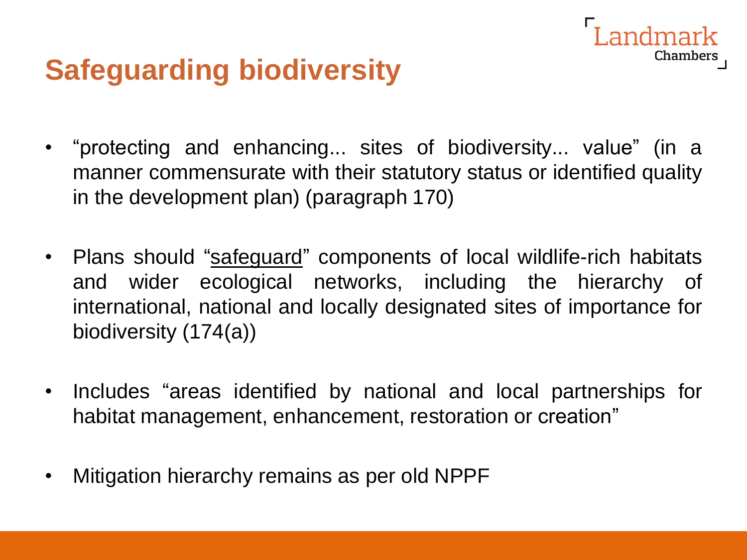# Safeguarding biodiversity

- "protecting and enhancing... sites of biodiversity... value" (in a manner commensurate with their statutory status or identified quality in the development plan) (paragraph 170)

- Plans should "<u>safeguard</u>" components of local wildlife-rich habitats and wider ecological networks, including the hierarchy of international, national and locally designated sites of importance for biodiversity (174(a))

- Includes "areas identified by national and local partnerships for habitat management, enhancement, restoration or creation"

- Mitigation hierarchy remains as per old NPPF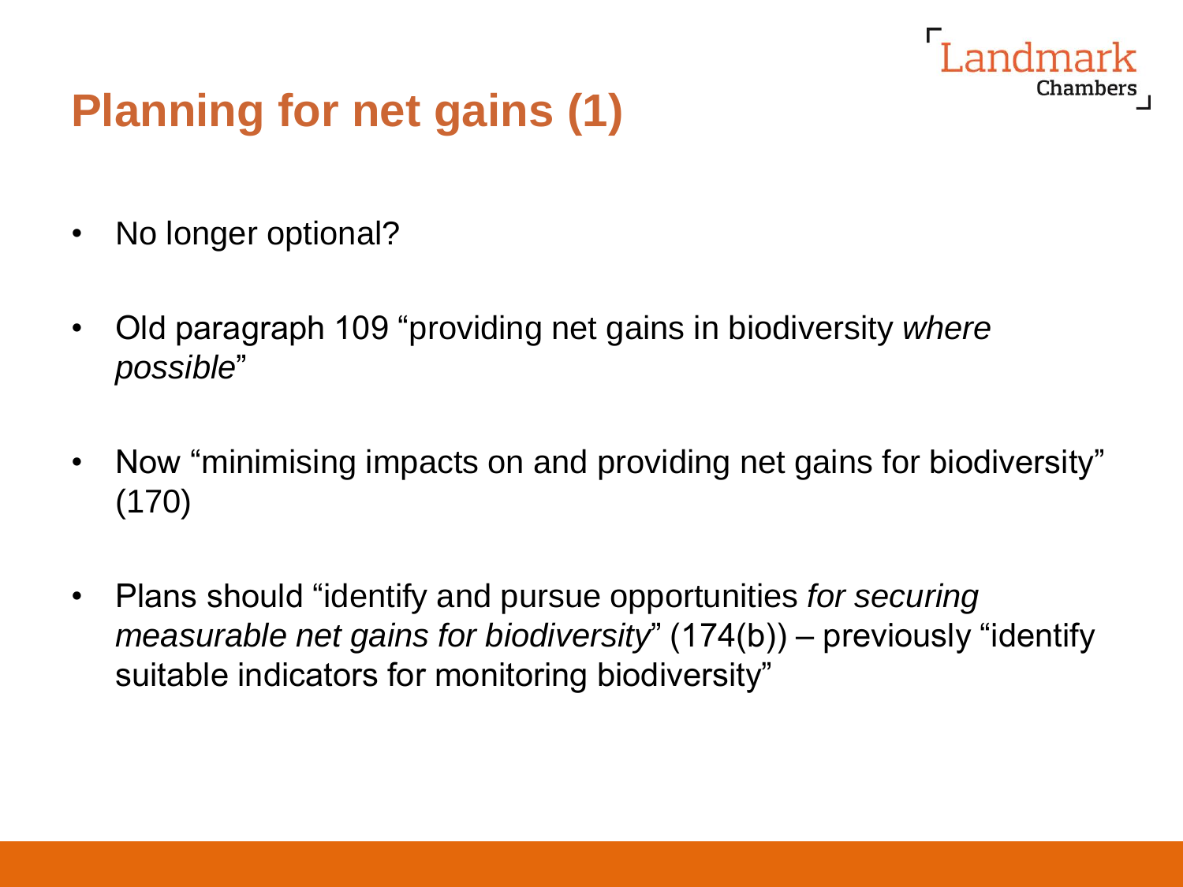# Planning for net gains (1)

- No longer optional?
- Old paragraph 109 "providing net gains in biodiversity *where possible*"
- Now "minimising impacts on and providing net gains for biodiversity" (170)
- Plans should "identify and pursue opportunities *for securing measurable net gains for biodiversity*" (174(b)) – previously "identify suitable indicators for monitoring biodiversity"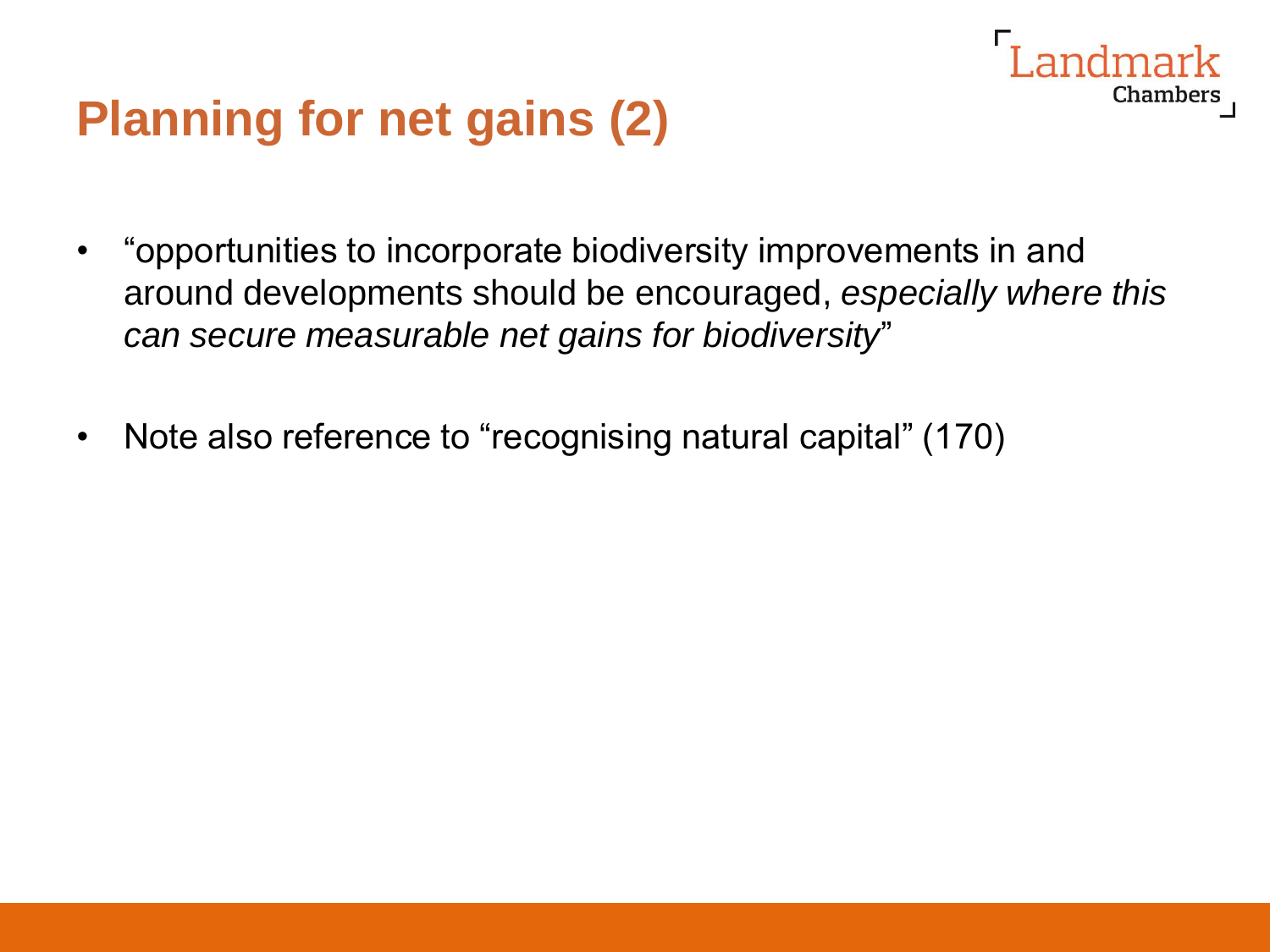# Planning for net gains (2)

- "opportunities to incorporate biodiversity improvements in and around developments should be encouraged, *especially where this can secure measurable net gains for biodiversity*"

- Note also reference to "recognising natural capital" (170)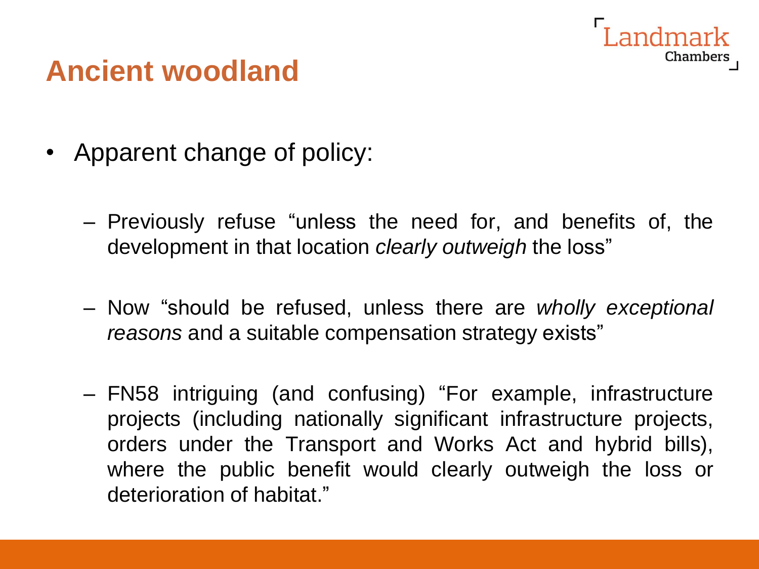# Ancient woodland

- Apparent change of policy:
  - Previously refuse "unless the need for, and benefits of, the development in that location *clearly outweigh* the loss"
  - Now "should be refused, unless there are *wholly exceptional reasons* and a suitable compensation strategy exists"
  - FN58 intriguing (and confusing) "For example, infrastructure projects (including nationally significant infrastructure projects, orders under the Transport and Works Act and hybrid bills), where the public benefit would clearly outweigh the loss or deterioration of habitat."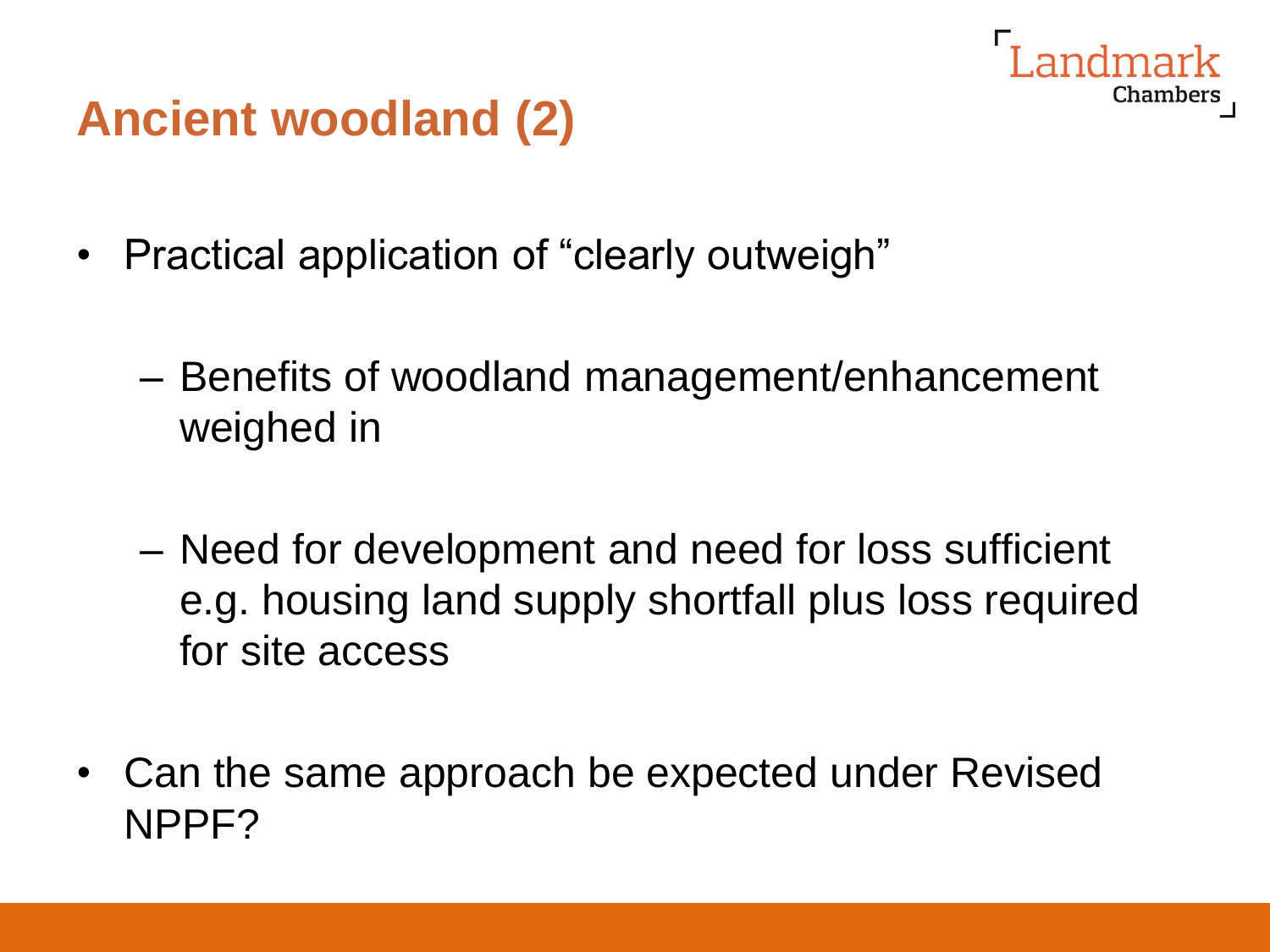# Ancient woodland (2)

- Practical application of "clearly outweigh"
  - Benefits of woodland management/enhancement weighed in
  - Need for development and need for loss sufficient e.g. housing land supply shortfall plus loss required for site access
- Can the same approach be expected under Revised NPPF?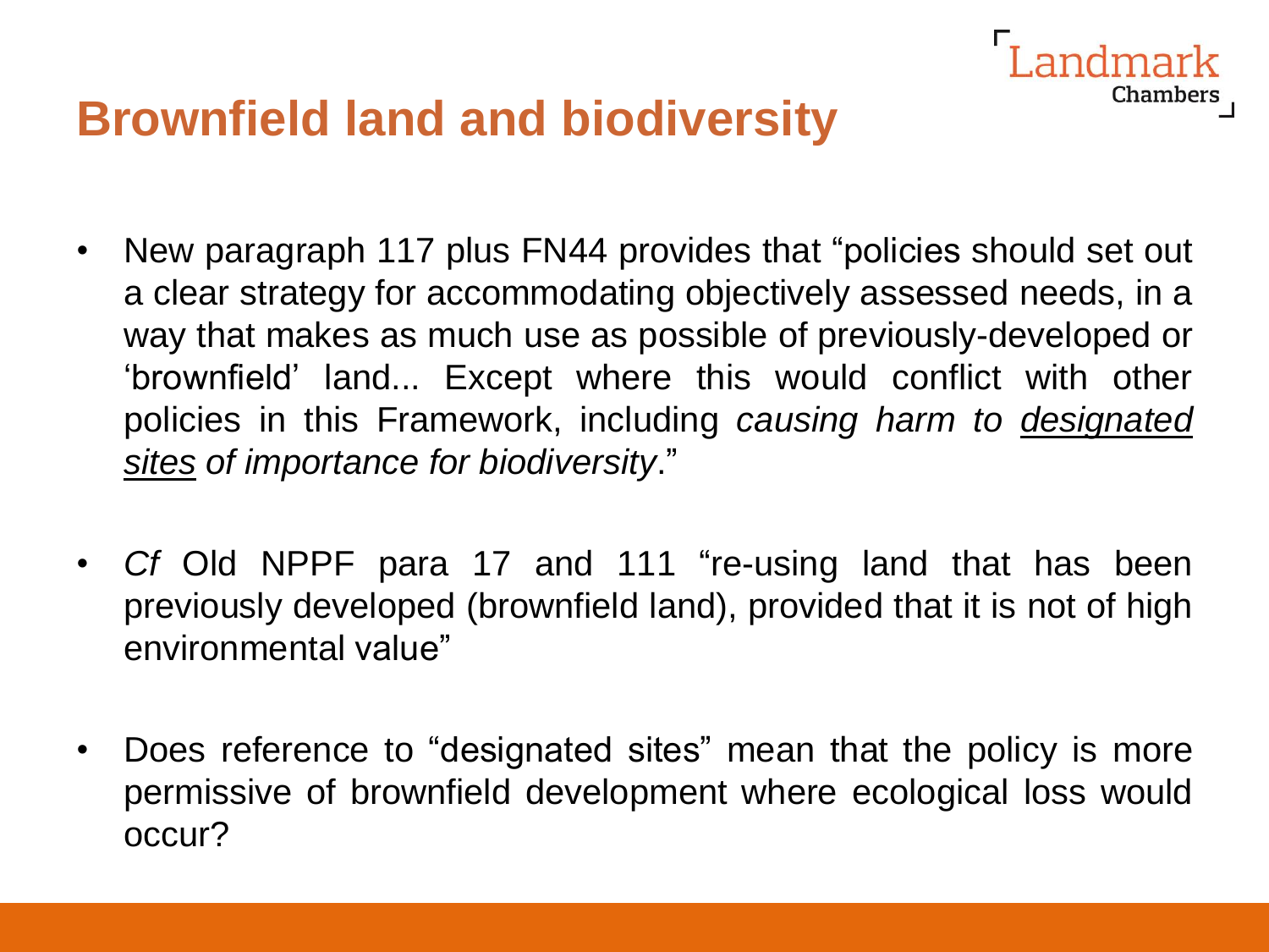# Brownfield land and biodiversity

- New paragraph 117 plus FN44 provides that "policies should set out a clear strategy for accommodating objectively assessed needs, in a way that makes as much use as possible of previously-developed or 'brownfield' land... Except where this would conflict with other policies in this Framework, including *causing harm to <u>designated sites</u> of importance for biodiversity*."

- *Cf* Old NPPF para 17 and 111 "re-using land that has been previously developed (brownfield land), provided that it is not of high environmental value"

- Does reference to "designated sites" mean that the policy is more permissive of brownfield development where ecological loss would occur?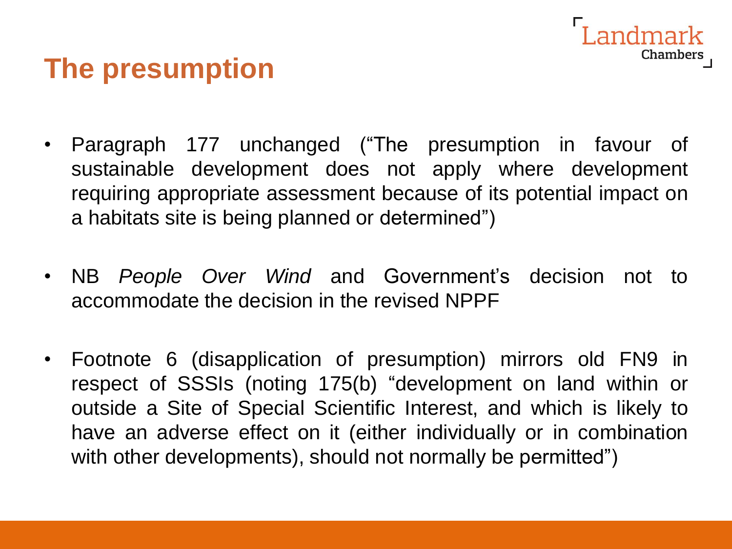# The presumption

- Paragraph 177 unchanged ("The presumption in favour of sustainable development does not apply where development requiring appropriate assessment because of its potential impact on a habitats site is being planned or determined")

- NB *People Over Wind* and Government's decision not to accommodate the decision in the revised NPPF

- Footnote 6 (disapplication of presumption) mirrors old FN9 in respect of SSSIs (noting 175(b) "development on land within or outside a Site of Special Scientific Interest, and which is likely to have an adverse effect on it (either individually or in combination with other developments), should not normally be permitted")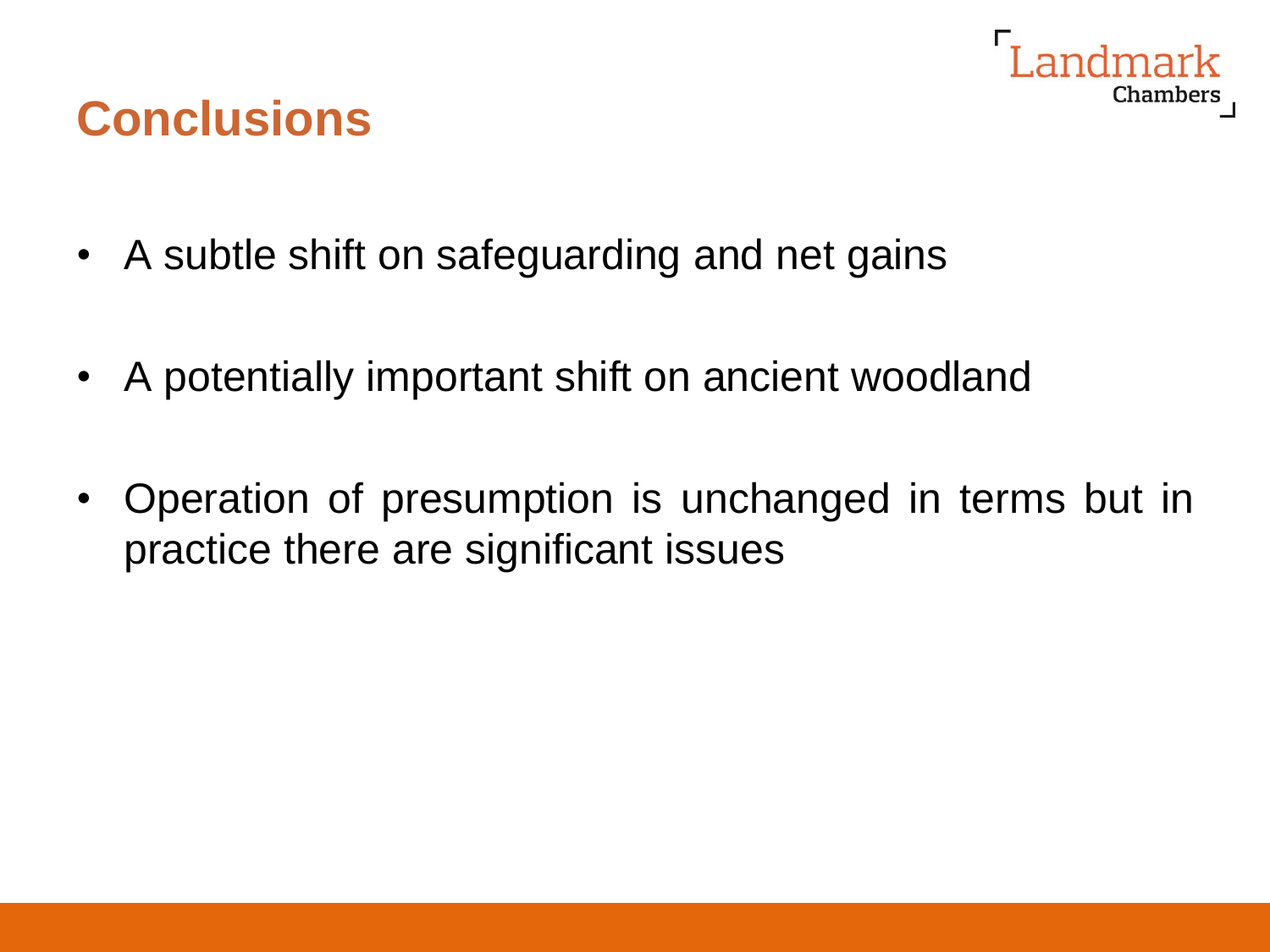## Conclusions

- A subtle shift on safeguarding and net gains
- A potentially important shift on ancient woodland
- Operation of presumption is unchanged in terms but in practice there are significant issues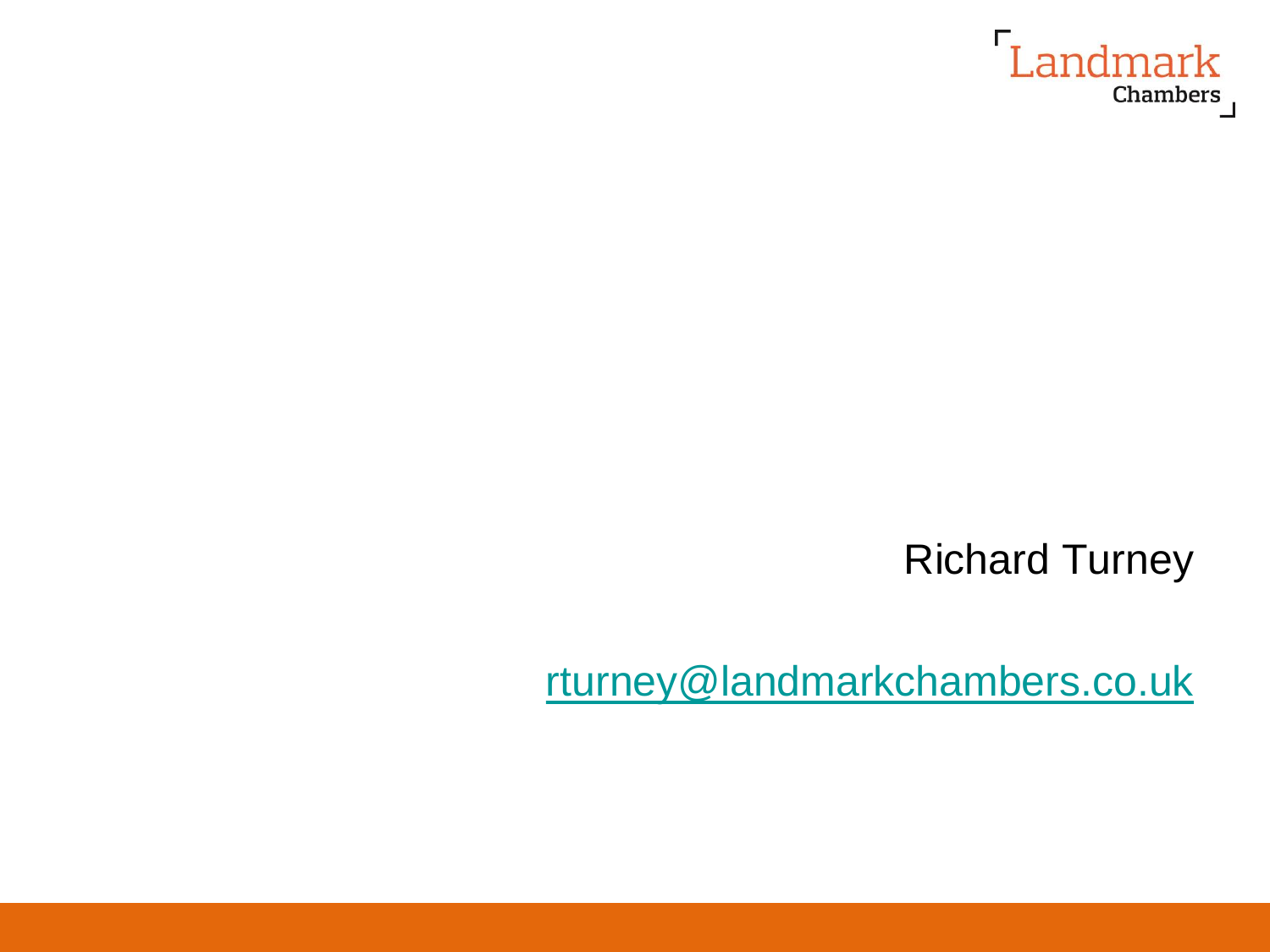Richard Turney

rturney@landmarkchambers.co.uk